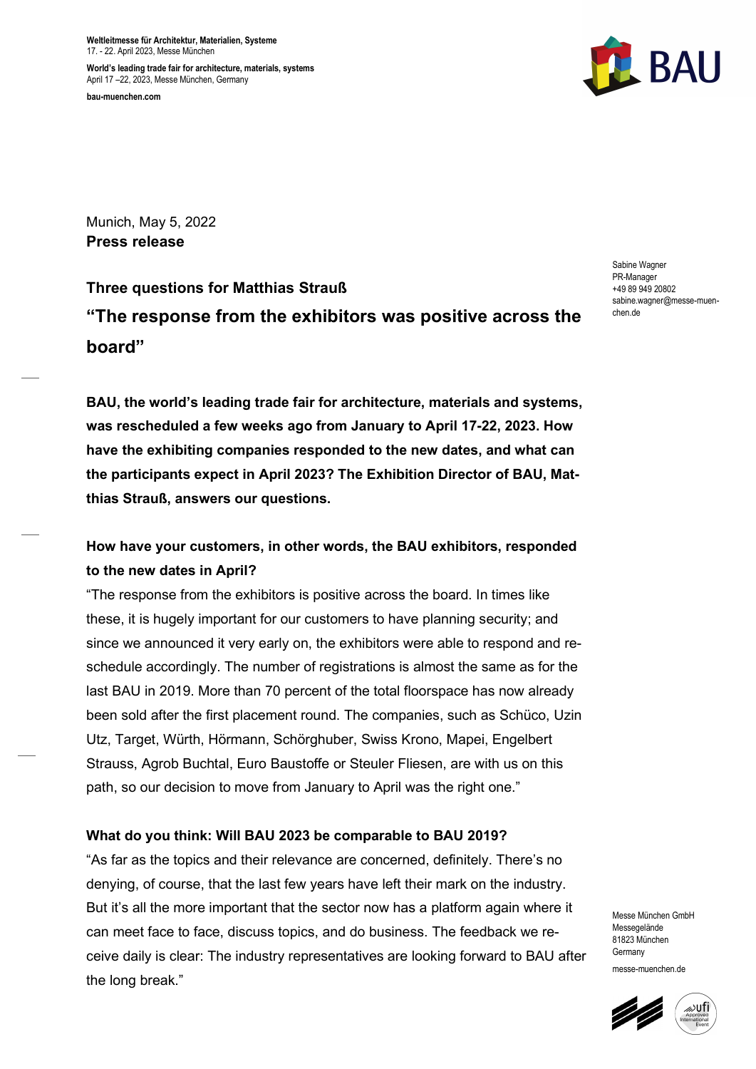**Weltleitmesse für Architektur, Materialien, Systeme**
17. - 22. April 2023, Messe München

**World's leading trade fair for architecture, materials, systems**
April 17 –22, 2023, Messe München, Germany

**bau-muenchen.com**

Munich, May 5, 2022
**Press release**

Sabine Wagner
PR-Manager
+49 89 949 20802
sabine.wagner@messe-muenchen.de

### Three questions for Matthias Strauß

## "The response from the exhibitors was positive across the board"

**BAU, the world's leading trade fair for architecture, materials and systems, was rescheduled a few weeks ago from January to April 17-22, 2023. How have the exhibiting companies responded to the new dates, and what can the participants expect in April 2023? The Exhibition Director of BAU, Matthias Strauß, answers our questions.**

**How have your customers, in other words, the BAU exhibitors, responded to the new dates in April?**

"The response from the exhibitors is positive across the board. In times like these, it is hugely important for our customers to have planning security; and since we announced it very early on, the exhibitors were able to respond and reschedule accordingly. The number of registrations is almost the same as for the last BAU in 2019. More than 70 percent of the total floorspace has now already been sold after the first placement round. The companies, such as Schüco, Uzin Utz, Target, Würth, Hörmann, Schörghuber, Swiss Krono, Mapei, Engelbert Strauss, Agrob Buchtal, Euro Baustoffe or Steuler Fliesen, are with us on this path, so our decision to move from January to April was the right one."

**What do you think: Will BAU 2023 be comparable to BAU 2019?**

"As far as the topics and their relevance are concerned, definitely. There's no denying, of course, that the last few years have left their mark on the industry. But it's all the more important that the sector now has a platform again where it can meet face to face, discuss topics, and do business. The feedback we receive daily is clear: The industry representatives are looking forward to BAU after the long break."

Messe München GmbH
Messegelände
81823 München
Germany

messe-muenchen.de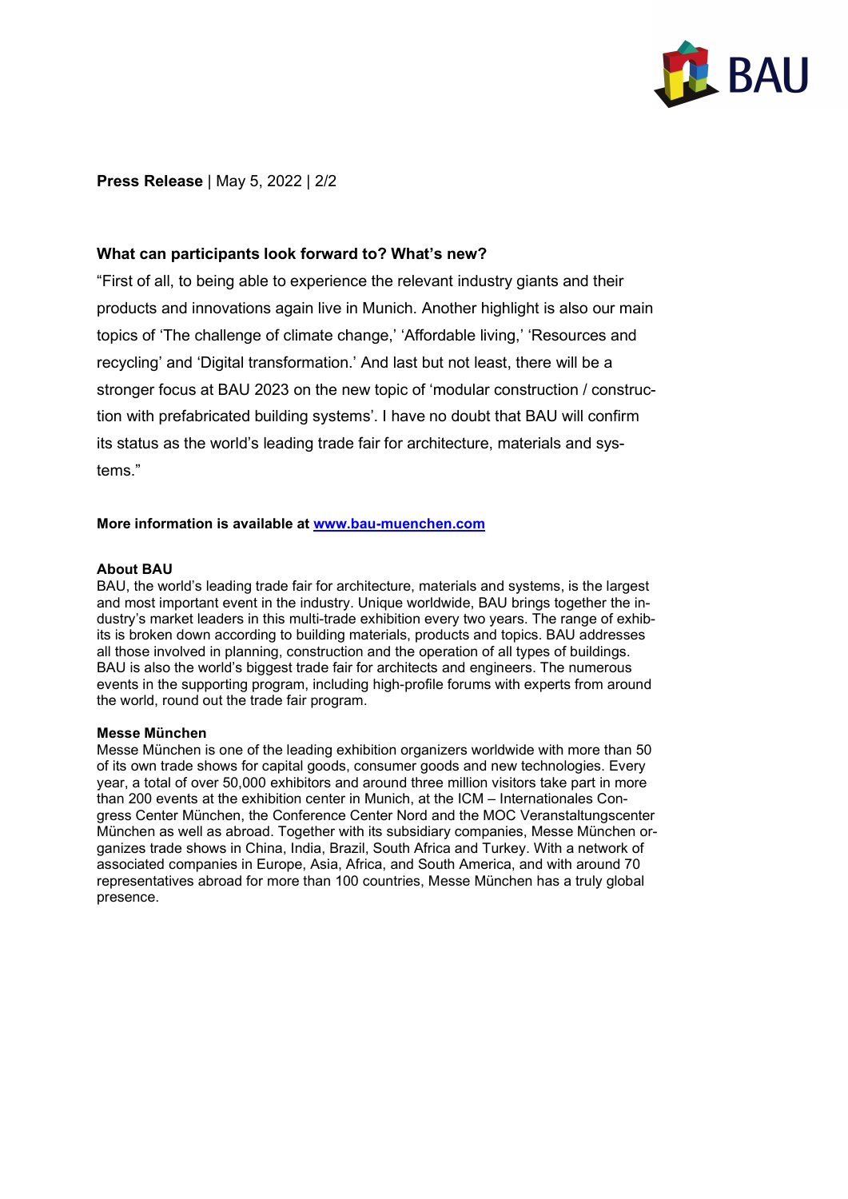**Press Release** | May 5, 2022 | 2/2

**What can participants look forward to? What's new?**

"First of all, to being able to experience the relevant industry giants and their products and innovations again live in Munich. Another highlight is also our main topics of 'The challenge of climate change,' 'Affordable living,' 'Resources and recycling' and 'Digital transformation.' And last but not least, there will be a stronger focus at BAU 2023 on the new topic of 'modular construction / construction with prefabricated building systems'. I have no doubt that BAU will confirm its status as the world's leading trade fair for architecture, materials and systems."

**More information is available at [www.bau-muenchen.com](http://www.bau-muenchen.com)**

**About BAU**
BAU, the world's leading trade fair for architecture, materials and systems, is the largest and most important event in the industry. Unique worldwide, BAU brings together the industry's market leaders in this multi-trade exhibition every two years. The range of exhibits is broken down according to building materials, products and topics. BAU addresses all those involved in planning, construction and the operation of all types of buildings. BAU is also the world's biggest trade fair for architects and engineers. The numerous events in the supporting program, including high-profile forums with experts from around the world, round out the trade fair program.

**Messe München**
Messe München is one of the leading exhibition organizers worldwide with more than 50 of its own trade shows for capital goods, consumer goods and new technologies. Every year, a total of over 50,000 exhibitors and around three million visitors take part in more than 200 events at the exhibition center in Munich, at the ICM – Internationales Congress Center München, the Conference Center Nord and the MOC Veranstaltungscenter München as well as abroad. Together with its subsidiary companies, Messe München organizes trade shows in China, India, Brazil, South Africa and Turkey. With a network of associated companies in Europe, Asia, Africa, and South America, and with around 70 representatives abroad for more than 100 countries, Messe München has a truly global presence.